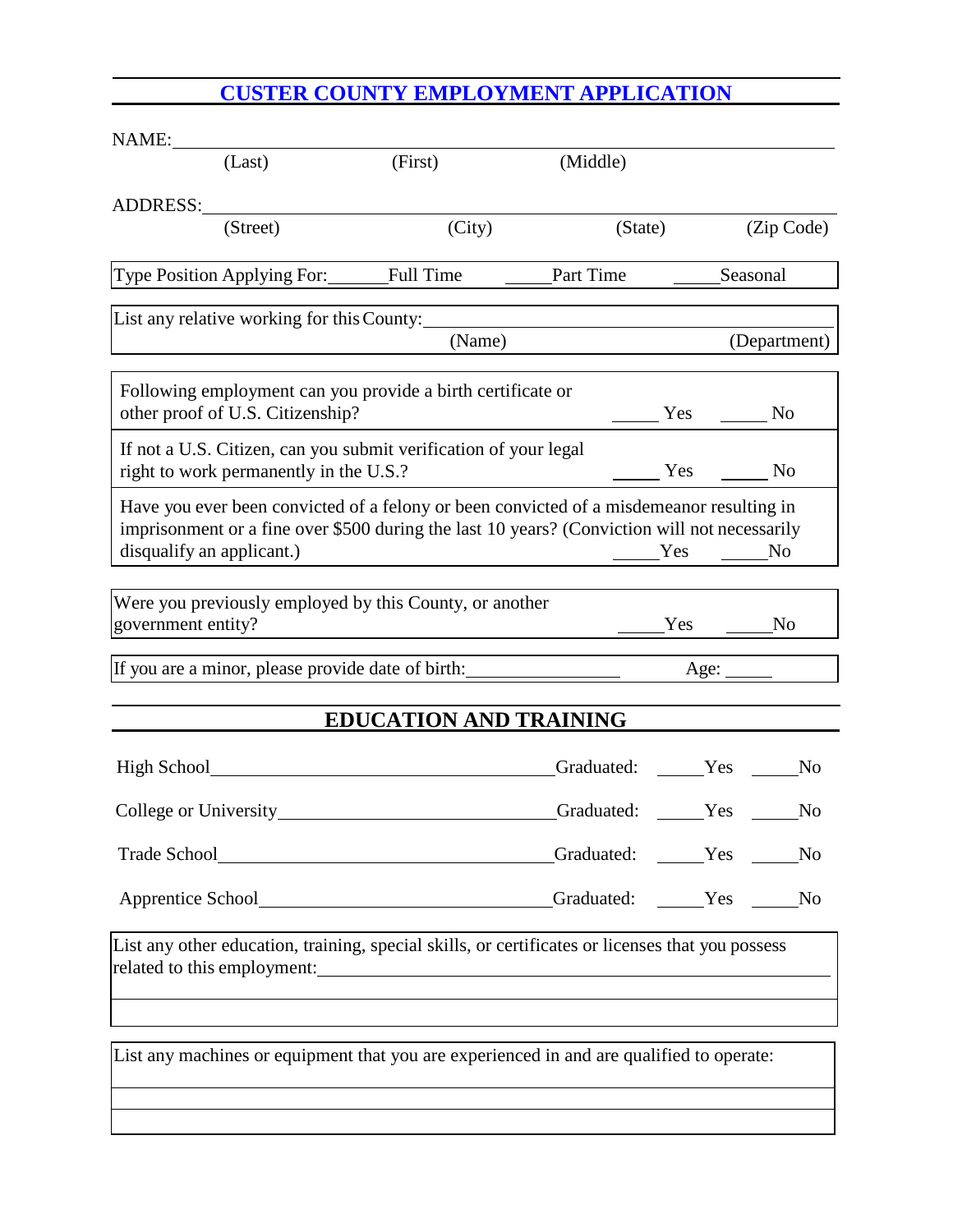# CUSTER COUNTY EMPLOYMENT APPLICATION

NAME: ______________________________________________
(Last) (First) (Middle)

ADDRESS: ______________________________________________
(Street) (City) (State) (Zip Code)

Type Position Applying For: ______ Full Time ______ Part Time ______ Seasonal

List any relative working for this County: ______________________________________________
(Name) (Department)

Following employment can you provide a birth certificate or other proof of U.S. Citizenship? ______ Yes ______ No

If not a U.S. Citizen, can you submit verification of your legal right to work permanently in the U.S.? ______ Yes ______ No

Have you ever been convicted of a felony or been convicted of a misdemeanor resulting in imprisonment or a fine over $500 during the last 10 years? (Conviction will not necessarily disqualify an applicant.) ______ Yes ______ No

Were you previously employed by this County, or another government entity? ______ Yes ______ No

If you are a minor, please provide date of birth: ________________ Age: ______

## EDUCATION AND TRAINING

High School ______________________________ Graduated: ______ Yes ______ No

College or University ______________________________ Graduated: ______ Yes ______ No

Trade School ______________________________ Graduated: ______ Yes ______ No

Apprentice School ______________________________ Graduated: ______ Yes ______ No

List any other education, training, special skills, or certificates or licenses that you possess related to this employment: ______________________________________________

______________________________________________

List any machines or equipment that you are experienced in and are qualified to operate:

______________________________________________

______________________________________________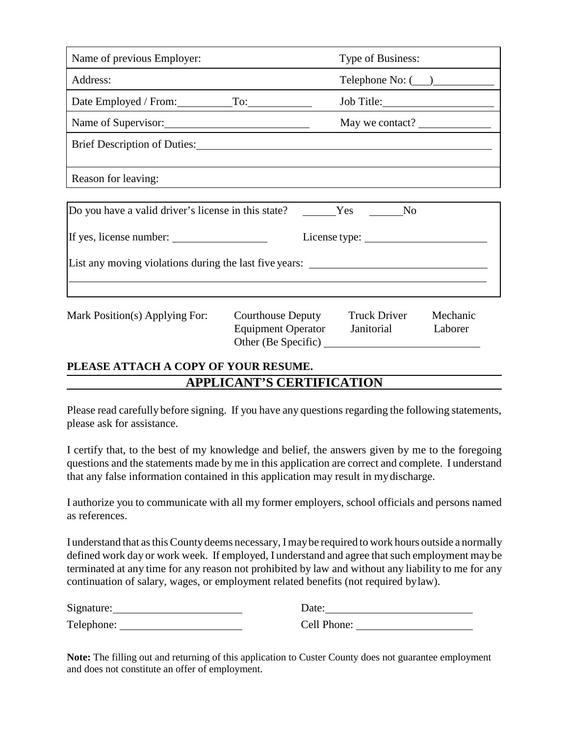| | |
|---|---|
| Name of previous Employer: | Type of Business: |
| Address: | Telephone No: (___)__________ |
| Date Employed / From:__________To:__________ | Job Title:__________________ |
| Name of Supervisor:________________________ | May we contact? ____________ |
| Brief Description of Duties:________________________________________________ | |
| Reason for leaving: | |

Do you have a valid driver's license in this state? ______Yes ______No

If yes, license number: ________________ License type: ______________________

List any moving violations during the last five years: ______________________________

_____________________________________________________________________________

Mark Position(s) Applying For: Courthouse Deputy Truck Driver Mechanic Equipment Operator Janitorial Laborer Other (Be Specific) ______________________

**PLEASE ATTACH A COPY OF YOUR RESUME.**

## APPLICANT'S CERTIFICATION

Please read carefully before signing. If you have any questions regarding the following statements, please ask for assistance.

I certify that, to the best of my knowledge and belief, the answers given by me to the foregoing questions and the statements made by me in this application are correct and complete. I understand that any false information contained in this application may result in my discharge.

I authorize you to communicate with all my former employers, school officials and persons named as references.

I understand that as this County deems necessary, I may be required to work hours outside a normally defined work day or work week. If employed, I understand and agree that such employment may be terminated at any time for any reason not prohibited by law and without any liability to me for any continuation of salary, wages, or employment related benefits (not required by law).

Signature:______________________ Date:__________________________

Telephone: _____________________ Cell Phone: ____________________

**Note:** The filling out and returning of this application to Custer County does not guarantee employment and does not constitute an offer of employment.